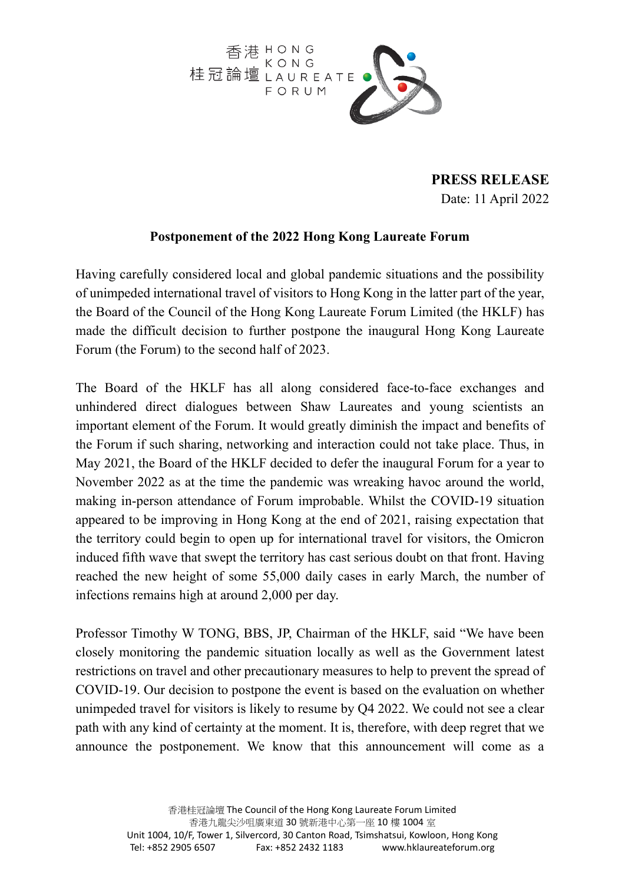**PRESS RELEASE**
Date: 11 April 2022

## Postponement of the 2022 Hong Kong Laureate Forum

Having carefully considered local and global pandemic situations and the possibility of unimpeded international travel of visitors to Hong Kong in the latter part of the year, the Board of the Council of the Hong Kong Laureate Forum Limited (the HKLF) has made the difficult decision to further postpone the inaugural Hong Kong Laureate Forum (the Forum) to the second half of 2023.

The Board of the HKLF has all along considered face-to-face exchanges and unhindered direct dialogues between Shaw Laureates and young scientists an important element of the Forum. It would greatly diminish the impact and benefits of the Forum if such sharing, networking and interaction could not take place. Thus, in May 2021, the Board of the HKLF decided to defer the inaugural Forum for a year to November 2022 as at the time the pandemic was wreaking havoc around the world, making in-person attendance of Forum improbable. Whilst the COVID-19 situation appeared to be improving in Hong Kong at the end of 2021, raising expectation that the territory could begin to open up for international travel for visitors, the Omicron induced fifth wave that swept the territory has cast serious doubt on that front. Having reached the new height of some 55,000 daily cases in early March, the number of infections remains high at around 2,000 per day.

Professor Timothy W TONG, BBS, JP, Chairman of the HKLF, said "We have been closely monitoring the pandemic situation locally as well as the Government latest restrictions on travel and other precautionary measures to help to prevent the spread of COVID-19. Our decision to postpone the event is based on the evaluation on whether unimpeded travel for visitors is likely to resume by Q4 2022. We could not see a clear path with any kind of certainty at the moment. It is, therefore, with deep regret that we announce the postponement. We know that this announcement will come as a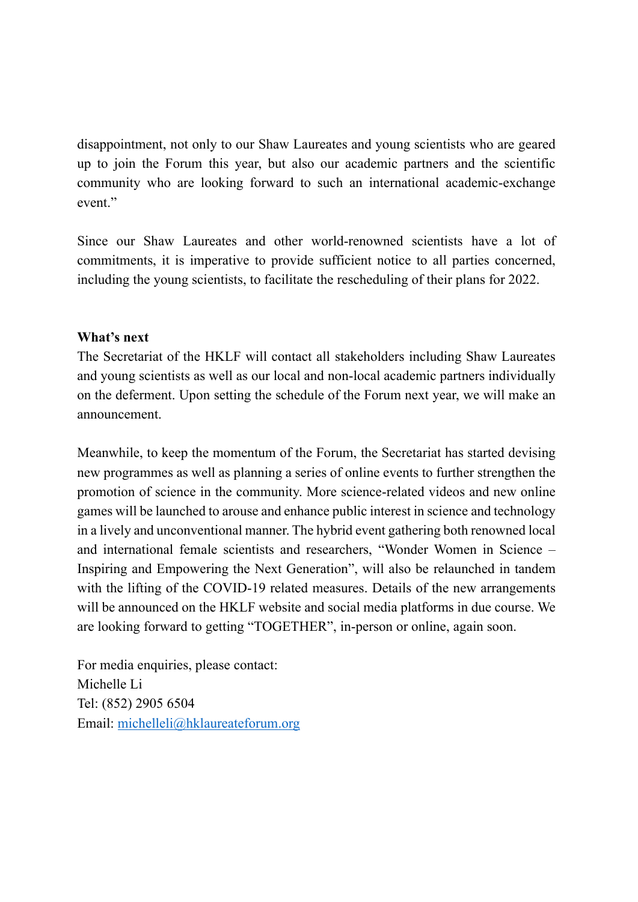disappointment, not only to our Shaw Laureates and young scientists who are geared up to join the Forum this year, but also our academic partners and the scientific community who are looking forward to such an international academic-exchange event."

Since our Shaw Laureates and other world-renowned scientists have a lot of commitments, it is imperative to provide sufficient notice to all parties concerned, including the young scientists, to facilitate the rescheduling of their plans for 2022.

**What's next**

The Secretariat of the HKLF will contact all stakeholders including Shaw Laureates and young scientists as well as our local and non-local academic partners individually on the deferment. Upon setting the schedule of the Forum next year, we will make an announcement.

Meanwhile, to keep the momentum of the Forum, the Secretariat has started devising new programmes as well as planning a series of online events to further strengthen the promotion of science in the community. More science-related videos and new online games will be launched to arouse and enhance public interest in science and technology in a lively and unconventional manner. The hybrid event gathering both renowned local and international female scientists and researchers, "Wonder Women in Science – Inspiring and Empowering the Next Generation", will also be relaunched in tandem with the lifting of the COVID-19 related measures. Details of the new arrangements will be announced on the HKLF website and social media platforms in due course. We are looking forward to getting "TOGETHER", in-person or online, again soon.

For media enquiries, please contact:
Michelle Li
Tel: (852) 2905 6504
Email: michelleli@hklaureateforum.org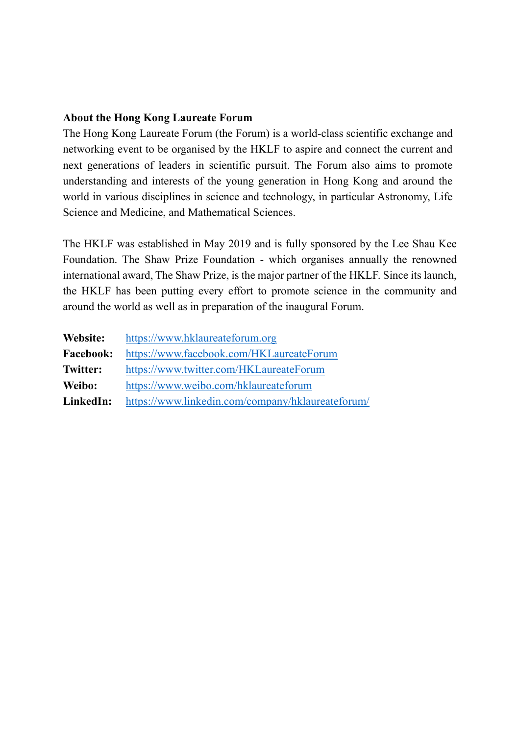**About the Hong Kong Laureate Forum**

The Hong Kong Laureate Forum (the Forum) is a world-class scientific exchange and networking event to be organised by the HKLF to aspire and connect the current and next generations of leaders in scientific pursuit. The Forum also aims to promote understanding and interests of the young generation in Hong Kong and around the world in various disciplines in science and technology, in particular Astronomy, Life Science and Medicine, and Mathematical Sciences.

The HKLF was established in May 2019 and is fully sponsored by the Lee Shau Kee Foundation. The Shaw Prize Foundation - which organises annually the renowned international award, The Shaw Prize, is the major partner of the HKLF. Since its launch, the HKLF has been putting every effort to promote science in the community and around the world as well as in preparation of the inaugural Forum.

**Website:** https://www.hklaureateforum.org
**Facebook:** https://www.facebook.com/HKLaureateForum
**Twitter:** https://www.twitter.com/HKLaureateForum
**Weibo:** https://www.weibo.com/hklaureateforum
**LinkedIn:** https://www.linkedin.com/company/hklaureateforum/